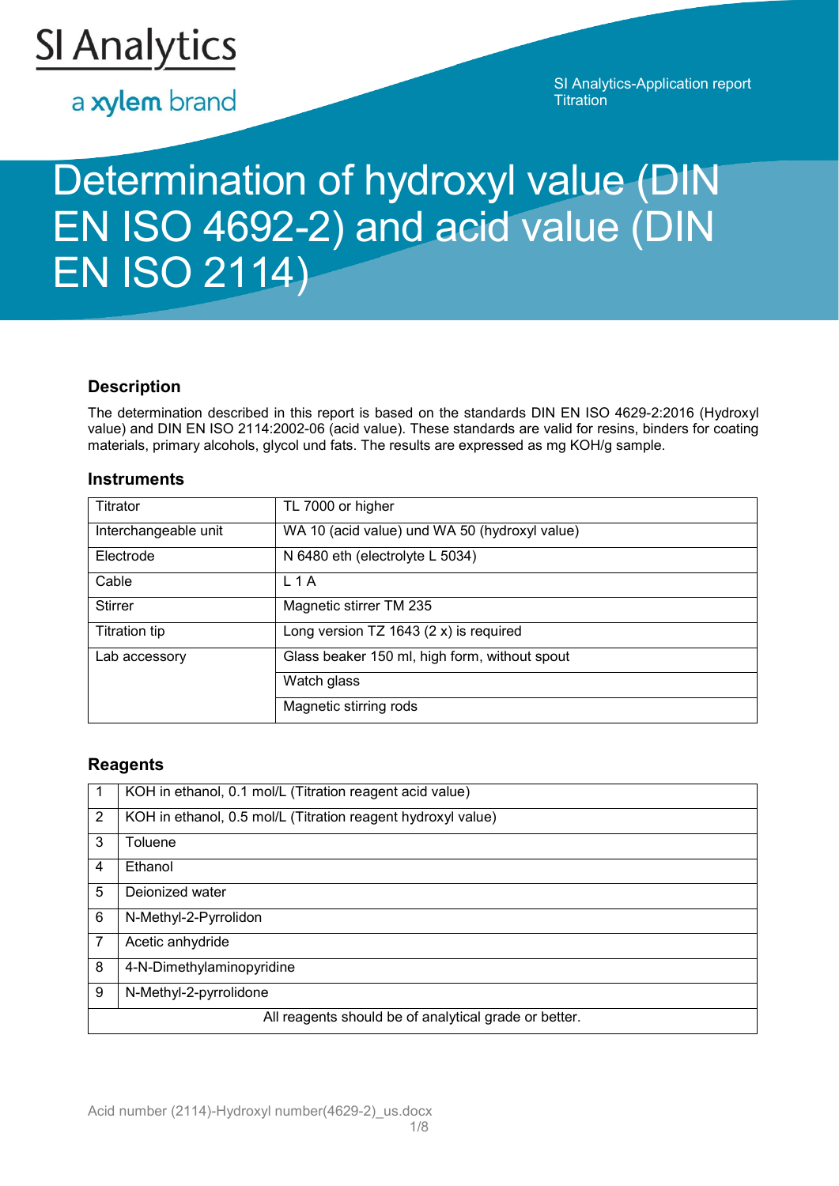SI Analytics

a xylem brand

SI Analytics-Application report
Titration

# Determination of hydroxyl value (DIN EN ISO 4692-2) and acid value (DIN EN ISO 2114)

### Description

The determination described in this report is based on the standards DIN EN ISO 4629-2:2016 (Hydroxyl value) and DIN EN ISO 2114:2002-06 (acid value). These standards are valid for resins, binders for coating materials, primary alcohols, glycol und fats. The results are expressed as mg KOH/g sample.

### Instruments

| | |
|---|---|
| Titrator | TL 7000 or higher |
| Interchangeable unit | WA 10 (acid value) und WA 50 (hydroxyl value) |
| Electrode | N 6480 eth (electrolyte L 5034) |
| Cable | L 1 A |
| Stirrer | Magnetic stirrer TM 235 |
| Titration tip | Long version TZ 1643 (2 x) is required |
| Lab accessory | Glass beaker 150 ml, high form, without spout |
| | Watch glass |
| | Magnetic stirring rods |

### Reagents

| | |
|---|---|
| 1 | KOH in ethanol, 0.1 mol/L (Titration reagent acid value) |
| 2 | KOH in ethanol, 0.5 mol/L (Titration reagent hydroxyl value) |
| 3 | Toluene |
| 4 | Ethanol |
| 5 | Deionized water |
| 6 | N-Methyl-2-Pyrrolidon |
| 7 | Acetic anhydride |
| 8 | 4-N-Dimethylaminopyridine |
| 9 | N-Methyl-2-pyrrolidone |
| All reagents should be of analytical grade or better. | |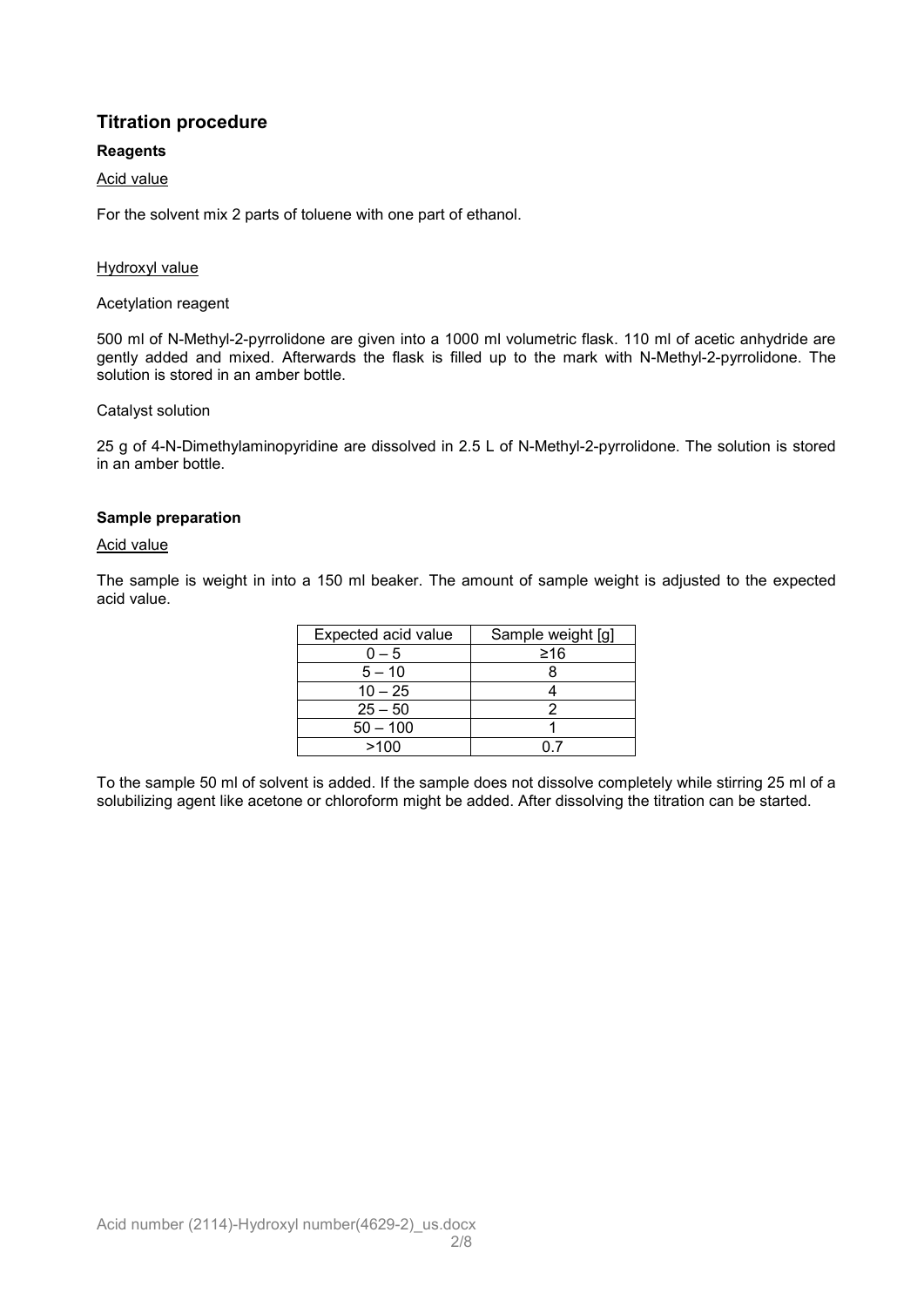## Titration procedure

### Reagents

Acid value

For the solvent mix 2 parts of toluene with one part of ethanol.

Hydroxyl value

Acetylation reagent

500 ml of N-Methyl-2-pyrrolidone are given into a 1000 ml volumetric flask. 110 ml of acetic anhydride are gently added and mixed. Afterwards the flask is filled up to the mark with N-Methyl-2-pyrrolidone. The solution is stored in an amber bottle.

Catalyst solution

25 g of 4-N-Dimethylaminopyridine are dissolved in 2.5 L of N-Methyl-2-pyrrolidone. The solution is stored in an amber bottle.

### Sample preparation

Acid value

The sample is weight in into a 150 ml beaker. The amount of sample weight is adjusted to the expected acid value.

| Expected acid value | Sample weight [g] |
|---|---|
| 0 – 5 | ≥16 |
| 5 – 10 | 8 |
| 10 – 25 | 4 |
| 25 – 50 | 2 |
| 50 – 100 | 1 |
| >100 | 0.7 |

To the sample 50 ml of solvent is added. If the sample does not dissolve completely while stirring 25 ml of a solubilizing agent like acetone or chloroform might be added. After dissolving the titration can be started.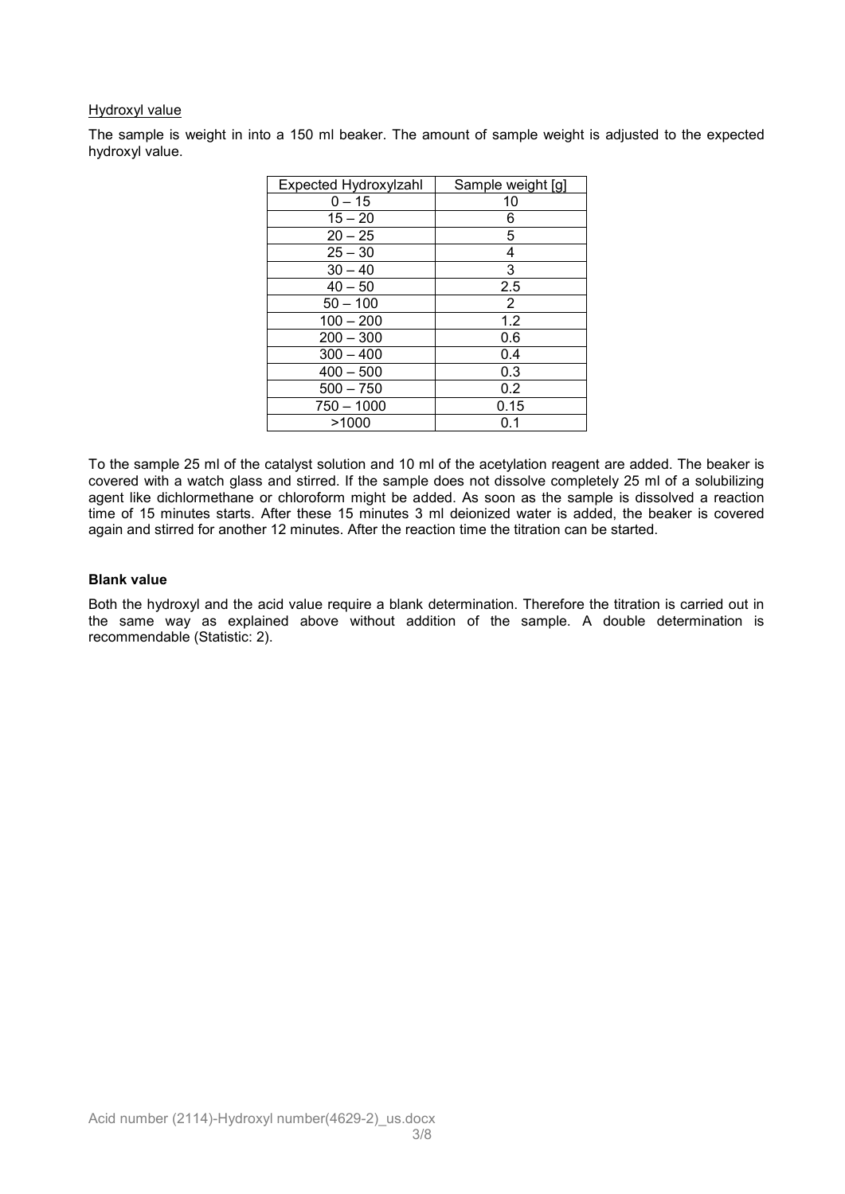Hydroxyl value

The sample is weight in into a 150 ml beaker. The amount of sample weight is adjusted to the expected hydroxyl value.

| Expected Hydroxylzahl | Sample weight [g] |
|---|---|
| 0 – 15 | 10 |
| 15 – 20 | 6 |
| 20 – 25 | 5 |
| 25 – 30 | 4 |
| 30 – 40 | 3 |
| 40 – 50 | 2.5 |
| 50 – 100 | 2 |
| 100 – 200 | 1.2 |
| 200 – 300 | 0.6 |
| 300 – 400 | 0.4 |
| 400 – 500 | 0.3 |
| 500 – 750 | 0.2 |
| 750 – 1000 | 0.15 |
| >1000 | 0.1 |

To the sample 25 ml of the catalyst solution and 10 ml of the acetylation reagent are added. The beaker is covered with a watch glass and stirred. If the sample does not dissolve completely 25 ml of a solubilizing agent like dichlormethane or chloroform might be added. As soon as the sample is dissolved a reaction time of 15 minutes starts. After these 15 minutes 3 ml deionized water is added, the beaker is covered again and stirred for another 12 minutes. After the reaction time the titration can be started.

**Blank value**

Both the hydroxyl and the acid value require a blank determination. Therefore the titration is carried out in the same way as explained above without addition of the sample. A double determination is recommendable (Statistic: 2).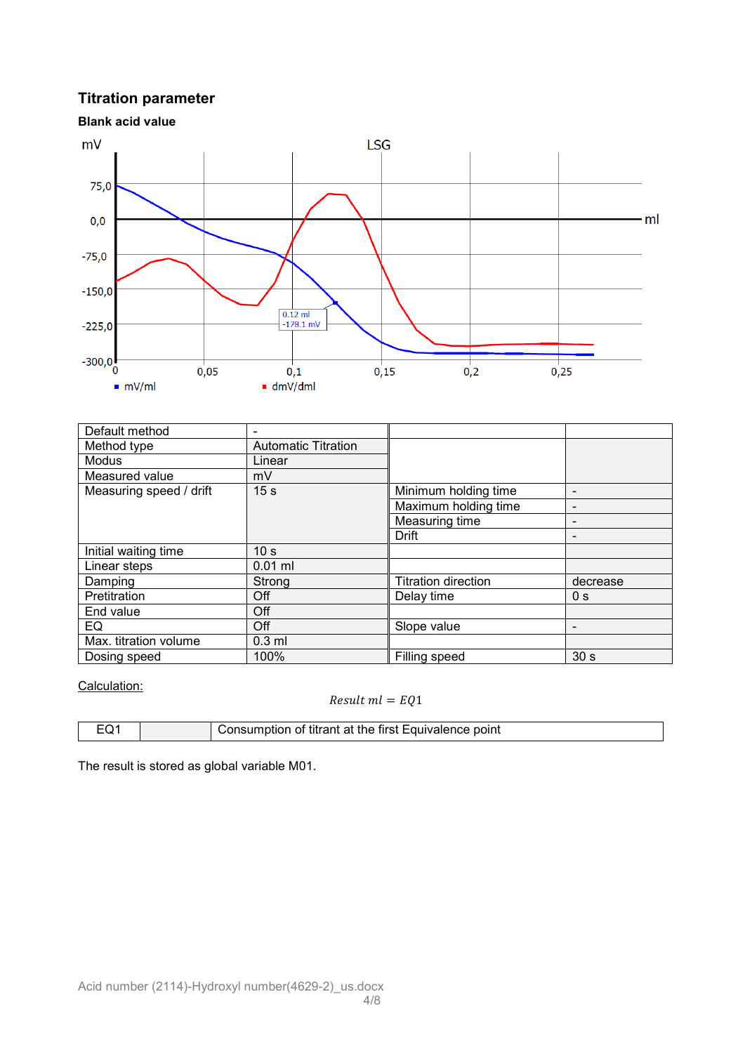## Titration parameter

### Blank acid value

| Default method | - | | |
|---|---|---|---|
| Method type | Automatic Titration | | |
| Modus | Linear | | |
| Measured value | mV | | |
| Measuring speed / drift | 15 s | Minimum holding time | - |
| | | Maximum holding time | - |
| | | Measuring time | - |
| | | Drift | - |
| Initial waiting time | 10 s | | |
| Linear steps | 0.01 ml | | |
| Damping | Strong | Titration direction | decrease |
| Pretitration | Off | Delay time | 0 s |
| End value | Off | | |
| EQ | Off | Slope value | - |
| Max. titration volume | 0.3 ml | | |
| Dosing speed | 100% | Filling speed | 30 s |

Calculation:

$$Result\ ml = EQ1$$

| EQ1 | | Consumption of titrant at the first Equivalence point |
|---|---|---|

The result is stored as global variable M01.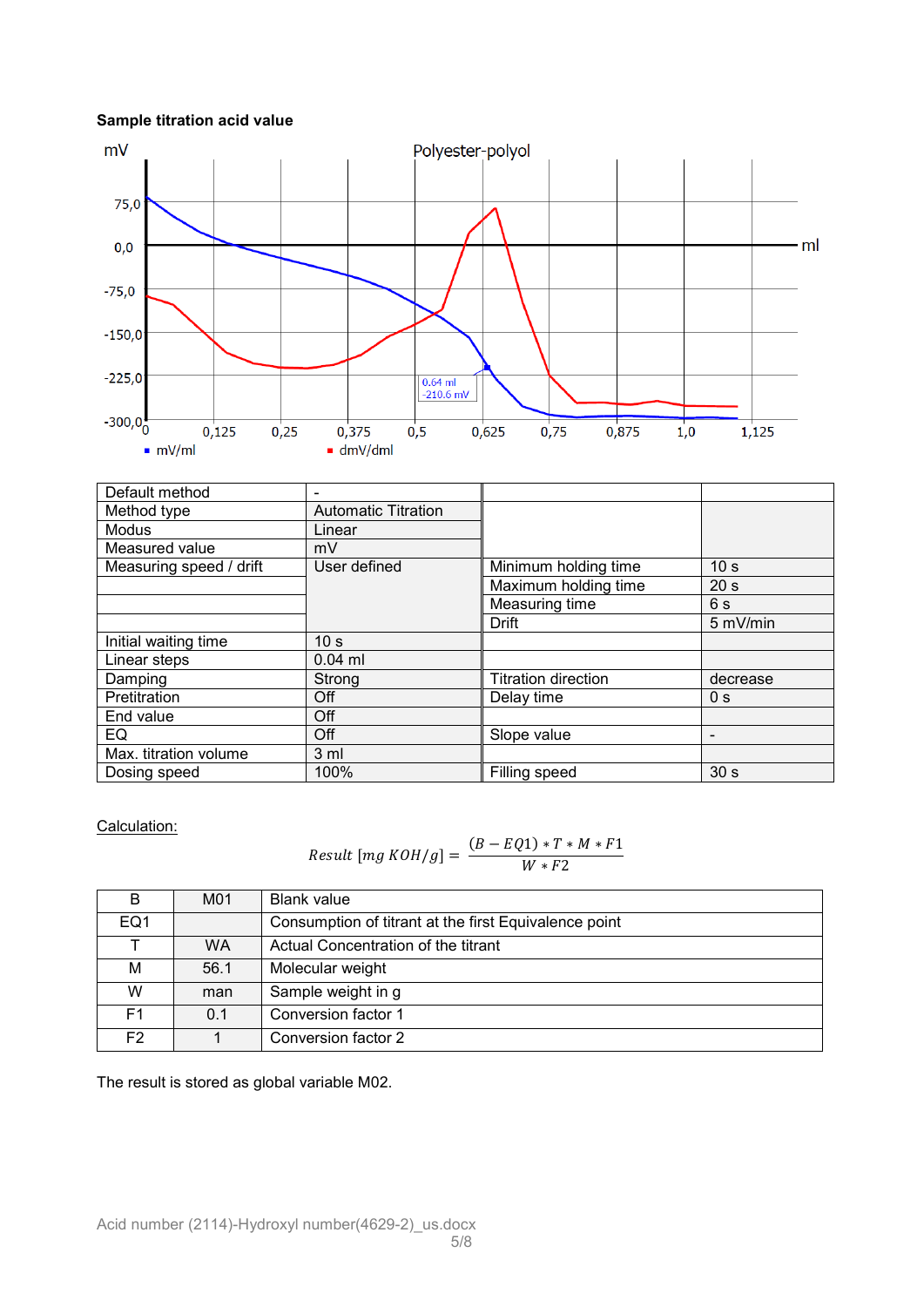**Sample titration acid value**

| Default method | - | | |
|---|---|---|---|
| Method type | Automatic Titration | | |
| Modus | Linear | | |
| Measured value | mV | | |
| Measuring speed / drift | User defined | Minimum holding time | 10 s |
| | | Maximum holding time | 20 s |
| | | Measuring time | 6 s |
| | | Drift | 5 mV/min |
| Initial waiting time | 10 s | | |
| Linear steps | 0.04 ml | | |
| Damping | Strong | Titration direction | decrease |
| Pretitration | Off | Delay time | 0 s |
| End value | Off | | |
| EQ | Off | Slope value | - |
| Max. titration volume | 3 ml | | |
| Dosing speed | 100% | Filling speed | 30 s |

Calculation:

$$Result\ [mg\ KOH/g] = \frac{(B - EQ1) * T * M * F1}{W * F2}$$

| B | M01 | Blank value |
|---|---|---|
| EQ1 | | Consumption of titrant at the first Equivalence point |
| T | WA | Actual Concentration of the titrant |
| M | 56.1 | Molecular weight |
| W | man | Sample weight in g |
| F1 | 0.1 | Conversion factor 1 |
| F2 | 1 | Conversion factor 2 |

The result is stored as global variable M02.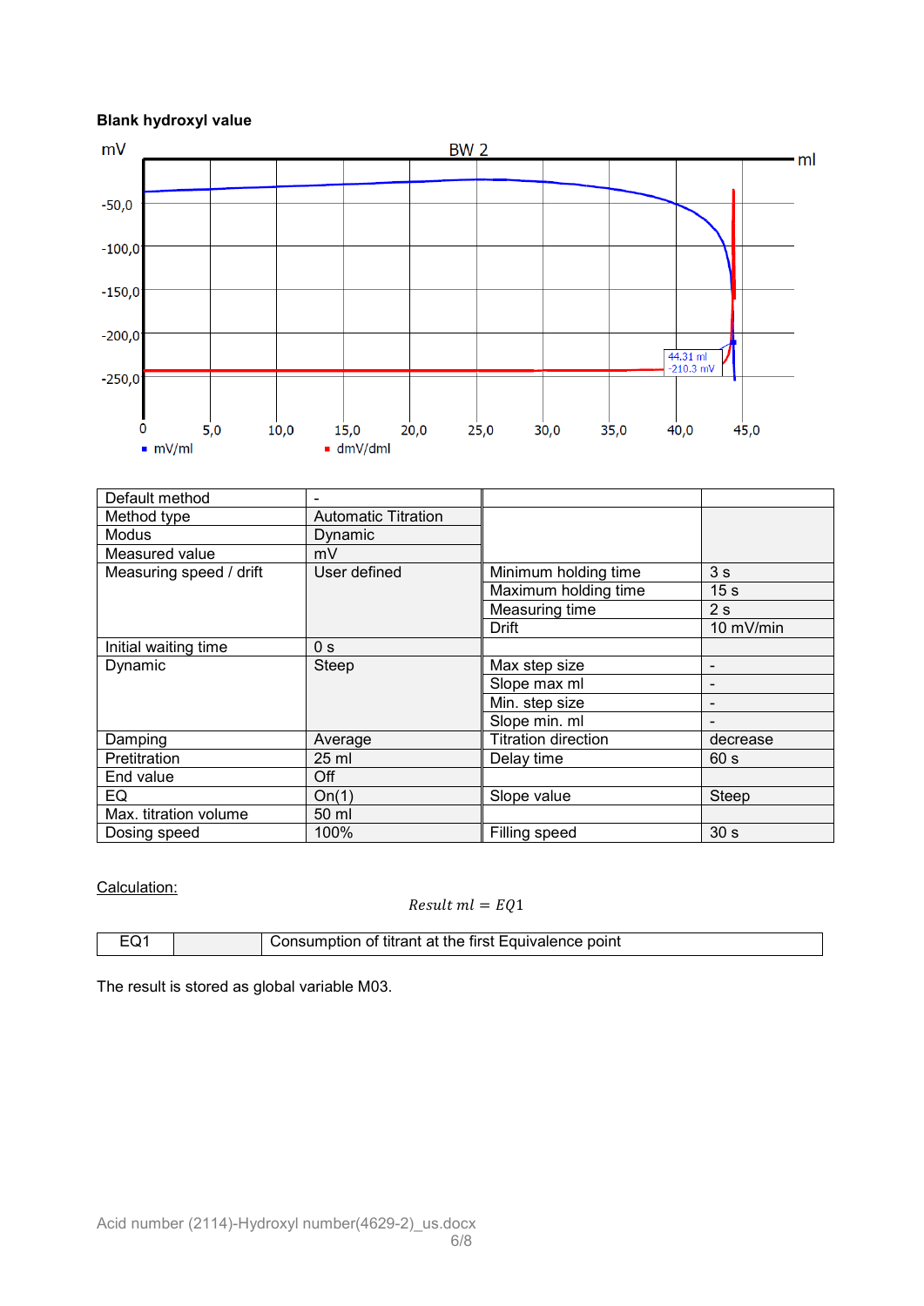**Blank hydroxyl value**

| Default method | - | | |
|---|---|---|---|
| Method type | Automatic Titration | | |
| Modus | Dynamic | | |
| Measured value | mV | | |
| Measuring speed / drift | User defined | Minimum holding time | 3 s |
| | | Maximum holding time | 15 s |
| | | Measuring time | 2 s |
| | | Drift | 10 mV/min |
| Initial waiting time | 0 s | | |
| Dynamic | Steep | Max step size | - |
| | | Slope max ml | - |
| | | Min. step size | - |
| | | Slope min. ml | - |
| Damping | Average | Titration direction | decrease |
| Pretitration | 25 ml | Delay time | 60 s |
| End value | Off | | |
| EQ | On(1) | Slope value | Steep |
| Max. titration volume | 50 ml | | |
| Dosing speed | 100% | Filling speed | 30 s |

Calculation:

$$Result\ ml = EQ1$$

| EQ1 | | Consumption of titrant at the first Equivalence point |
|---|---|---|

The result is stored as global variable M03.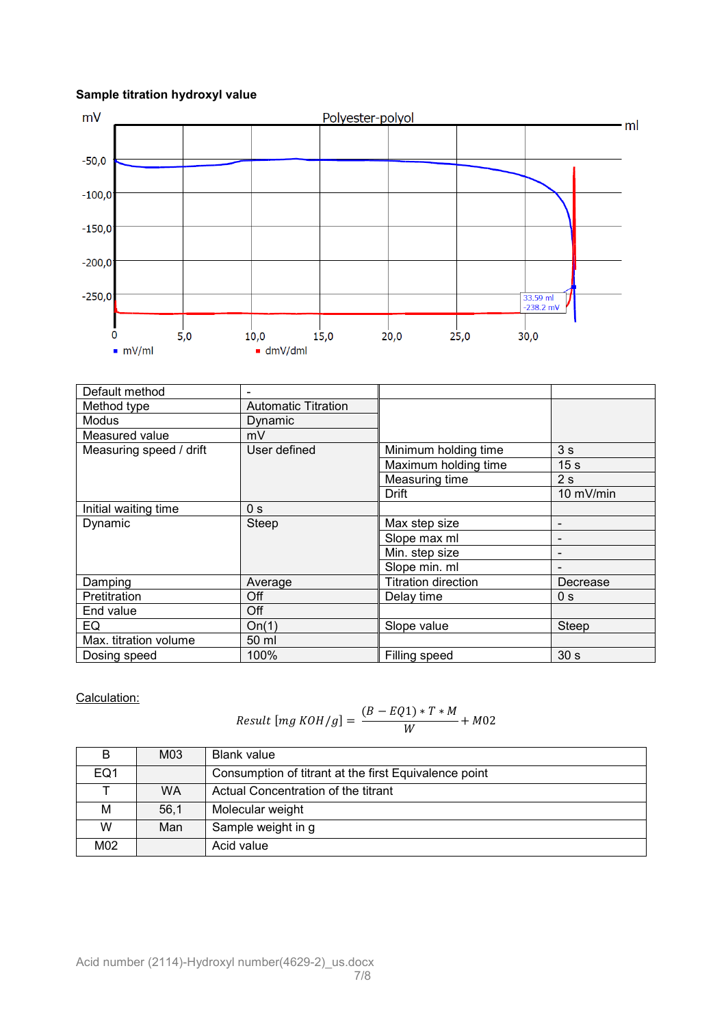**Sample titration hydroxyl value**

| Default method | - | | |
|---|---|---|---|
| Method type | Automatic Titration | | |
| Modus | Dynamic | | |
| Measured value | mV | | |
| Measuring speed / drift | User defined | Minimum holding time | 3 s |
| | | Maximum holding time | 15 s |
| | | Measuring time | 2 s |
| | | Drift | 10 mV/min |
| Initial waiting time | 0 s | | |
| Dynamic | Steep | Max step size | - |
| | | Slope max ml | - |
| | | Min. step size | - |
| | | Slope min. ml | - |
| Damping | Average | Titration direction | Decrease |
| Pretitration | Off | Delay time | 0 s |
| End value | Off | | |
| EQ | On(1) | Slope value | Steep |
| Max. titration volume | 50 ml | | |
| Dosing speed | 100% | Filling speed | 30 s |

Calculation:

$$Result\ [mg\ KOH/g] = \frac{(B - EQ1) * T * M}{W} + M02$$

| B | M03 | Blank value |
|---|---|---|
| EQ1 | | Consumption of titrant at the first Equivalence point |
| T | WA | Actual Concentration of the titrant |
| M | 56,1 | Molecular weight |
| W | Man | Sample weight in g |
| M02 | | Acid value |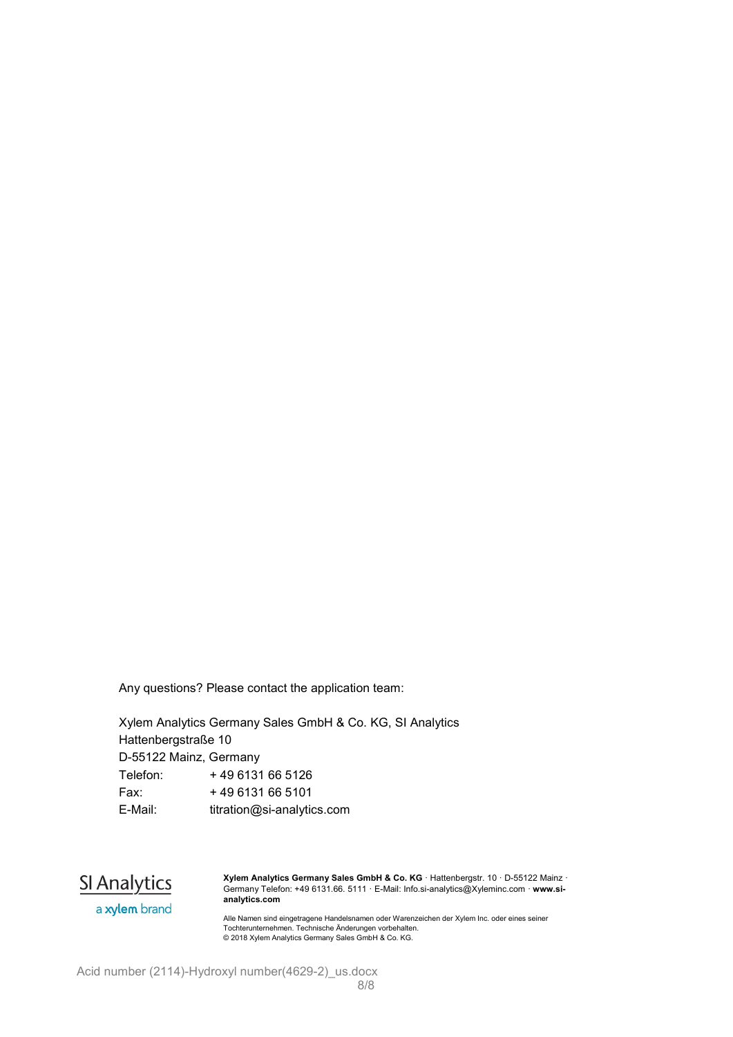Any questions? Please contact the application team:

Xylem Analytics Germany Sales GmbH & Co. KG, SI Analytics
Hattenbergstraße 10
D-55122 Mainz, Germany

| | |
|---|---|
| Telefon: | + 49 6131 66 5126 |
| Fax: | + 49 6131 66 5101 |
| E-Mail: | titration@si-analytics.com |

SI Analytics
a xylem brand

**Xylem Analytics Germany Sales GmbH & Co. KG** · Hattenbergstr. 10 · D-55122 Mainz · Germany Telefon: +49 6131.66. 5111 · E-Mail: Info.si-analytics@Xyleminc.com · **www.si-analytics.com**

Alle Namen sind eingetragene Handelsnamen oder Warenzeichen der Xylem Inc. oder eines seiner Tochterunternehmen. Technische Änderungen vorbehalten.
© 2018 Xylem Analytics Germany Sales GmbH & Co. KG.